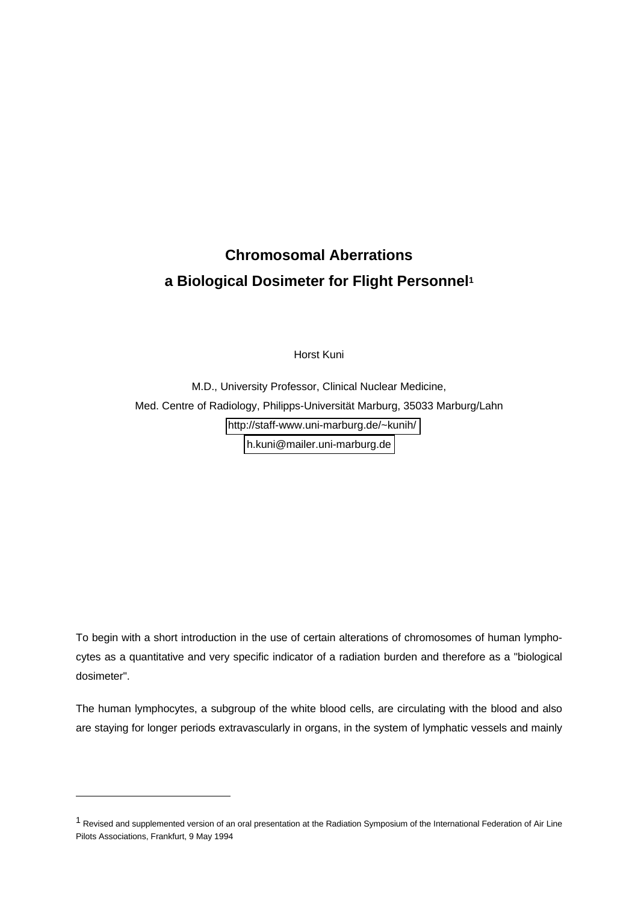# Chromosomal Aberrations
# a Biological Dosimeter for Flight Personnel[1]

Horst Kuni

M.D., University Professor, Clinical Nuclear Medicine,
Med. Centre of Radiology, Philipps-Universität Marburg, 35033 Marburg/Lahn
http://staff-www.uni-marburg.de/~kunih/
h.kuni@mailer.uni-marburg.de

To begin with a short introduction in the use of certain alterations of chromosomes of human lymphocytes as a quantitative and very specific indicator of a radiation burden and therefore as a "biological dosimeter".

The human lymphocytes, a subgroup of the white blood cells, are circulating with the blood and also are staying for longer periods extravascularly in organs, in the system of lymphatic vessels and mainly

[1] Revised and supplemented version of an oral presentation at the Radiation Symposium of the International Federation of Air Line Pilots Associations, Frankfurt, 9 May 1994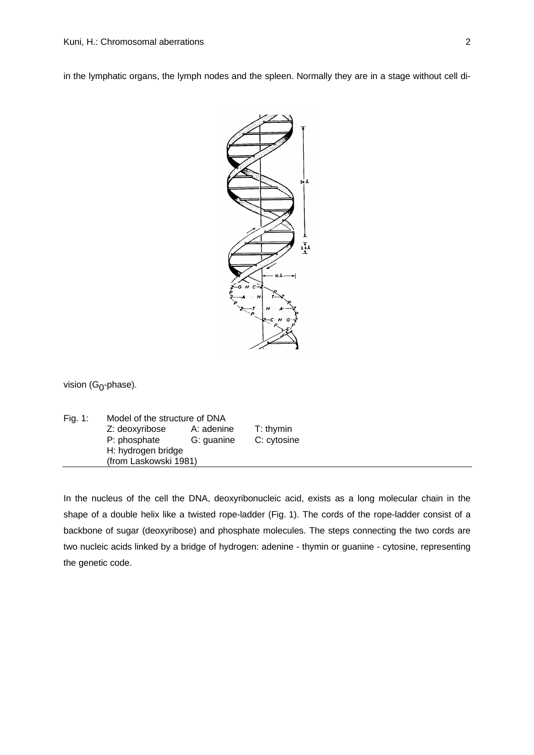in the lymphatic organs, the lymph nodes and the spleen. Normally they are in a stage without cell division ($G_0$-phase).

Fig. 1: Model of the structure of DNA
Z: deoxyribose A: adenine T: thymin
P: phosphate G: guanine C: cytosine
H: hydrogen bridge
(from Laskowski 1981)

In the nucleus of the cell the DNA, deoxyribonucleic acid, exists as a long molecular chain in the shape of a double helix like a twisted rope-ladder (Fig. 1). The cords of the rope-ladder consist of a backbone of sugar (deoxyribose) and phosphate molecules. The steps connecting the two cords are two nucleic acids linked by a bridge of hydrogen: adenine - thymin or guanine - cytosine, representing the genetic code.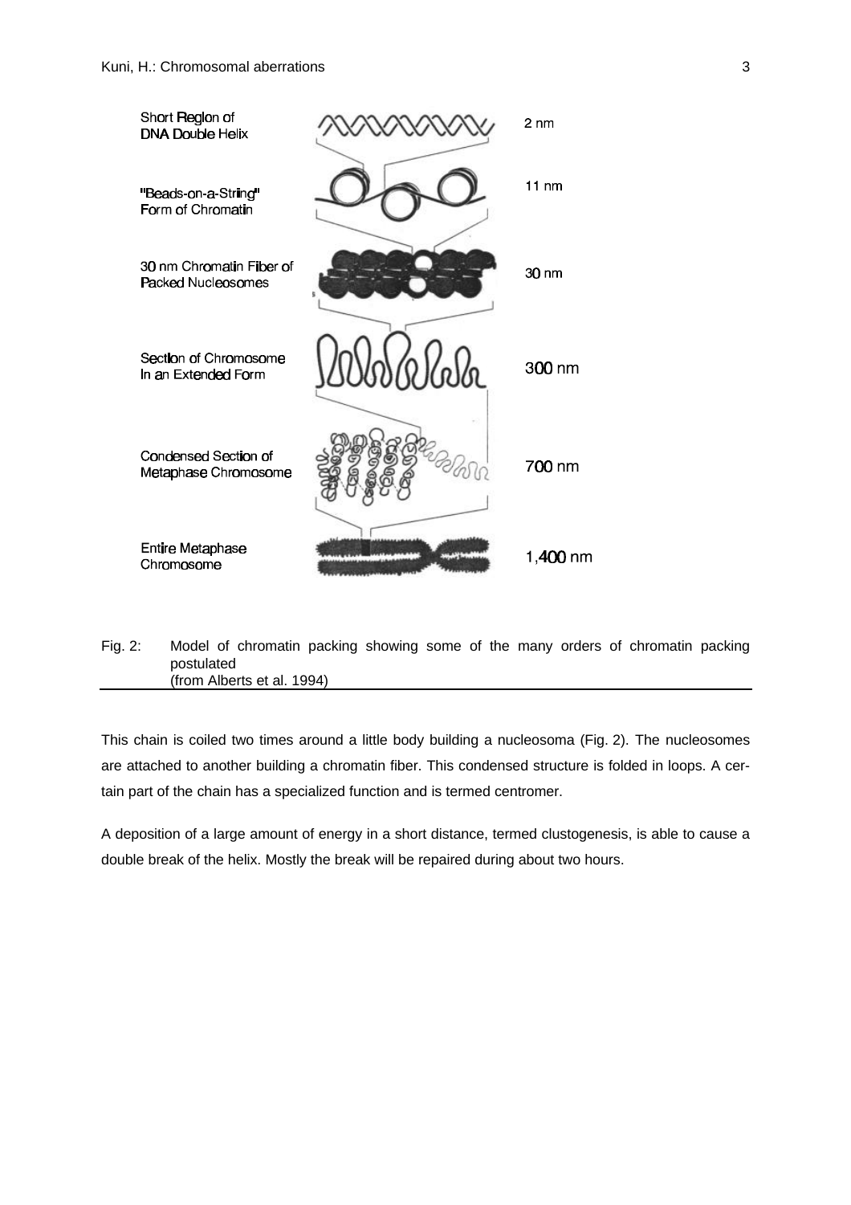| Short Region of DNA Double Helix | 2 nm |
|---|---|
| "Beads-on-a-String" Form of Chromatin | 11 nm |
| 30 nm Chromatin Fiber of Packed Nucleosomes | 30 nm |
| Section of Chromosome In an Extended Form | 300 nm |
| Condensed Section of Metaphase Chromosome | 700 nm |
| Entire Metaphase Chromosome | 1,400 nm |

Fig. 2: Model of chromatin packing showing some of the many orders of chromatin packing postulated (from Alberts et al. 1994)

This chain is coiled two times around a little body building a nucleosoma (Fig. 2). The nucleosomes are attached to another building a chromatin fiber. This condensed structure is folded in loops. A certain part of the chain has a specialized function and is termed centromer.

A deposition of a large amount of energy in a short distance, termed clustogenesis, is able to cause a double break of the helix. Mostly the break will be repaired during about two hours.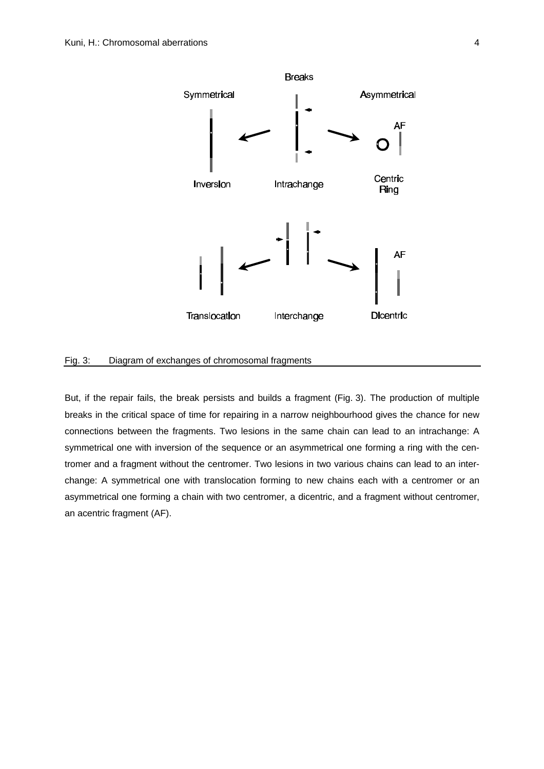Fig. 3: Diagram of exchanges of chromosomal fragments

But, if the repair fails, the break persists and builds a fragment (Fig. 3). The production of multiple breaks in the critical space of time for repairing in a narrow neighbourhood gives the chance for new connections between the fragments. Two lesions in the same chain can lead to an intrachange: A symmetrical one with inversion of the sequence or an asymmetrical one forming a ring with the centromer and a fragment without the centromer. Two lesions in two various chains can lead to an interchange: A symmetrical one with translocation forming to new chains each with a centromer or an asymmetrical one forming a chain with two centromer, a dicentric, and a fragment without centromer, an acentric fragment (AF).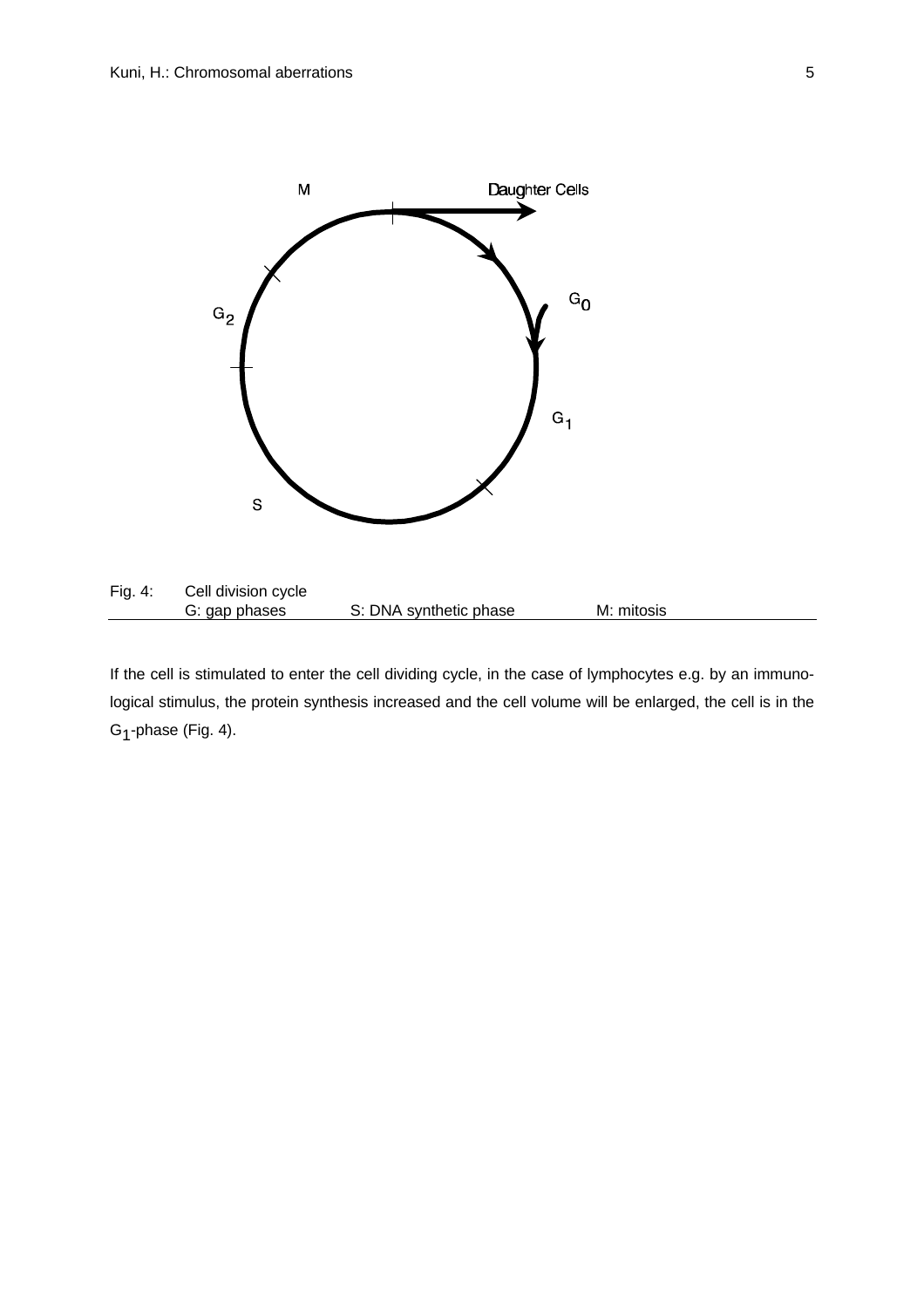Fig. 4: Cell division cycle
G: gap phases S: DNA synthetic phase M: mitosis

If the cell is stimulated to enter the cell dividing cycle, in the case of lymphocytes e.g. by an immunological stimulus, the protein synthesis increased and the cell volume will be enlarged, the cell is in the $G_1$-phase (Fig. 4).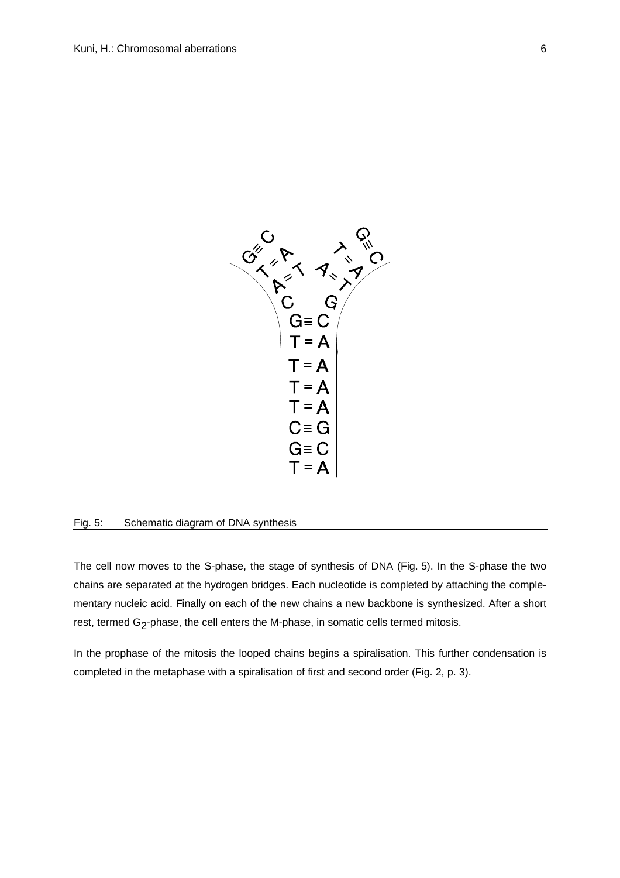Fig. 5: Schematic diagram of DNA synthesis

The cell now moves to the S-phase, the stage of synthesis of DNA (Fig. 5). In the S-phase the two chains are separated at the hydrogen bridges. Each nucleotide is completed by attaching the complementary nucleic acid. Finally on each of the new chains a new backbone is synthesized. After a short rest, termed $G_2$-phase, the cell enters the M-phase, in somatic cells termed mitosis.

In the prophase of the mitosis the looped chains begins a spiralisation. This further condensation is completed in the metaphase with a spiralisation of first and second order (Fig. 2, p. 3).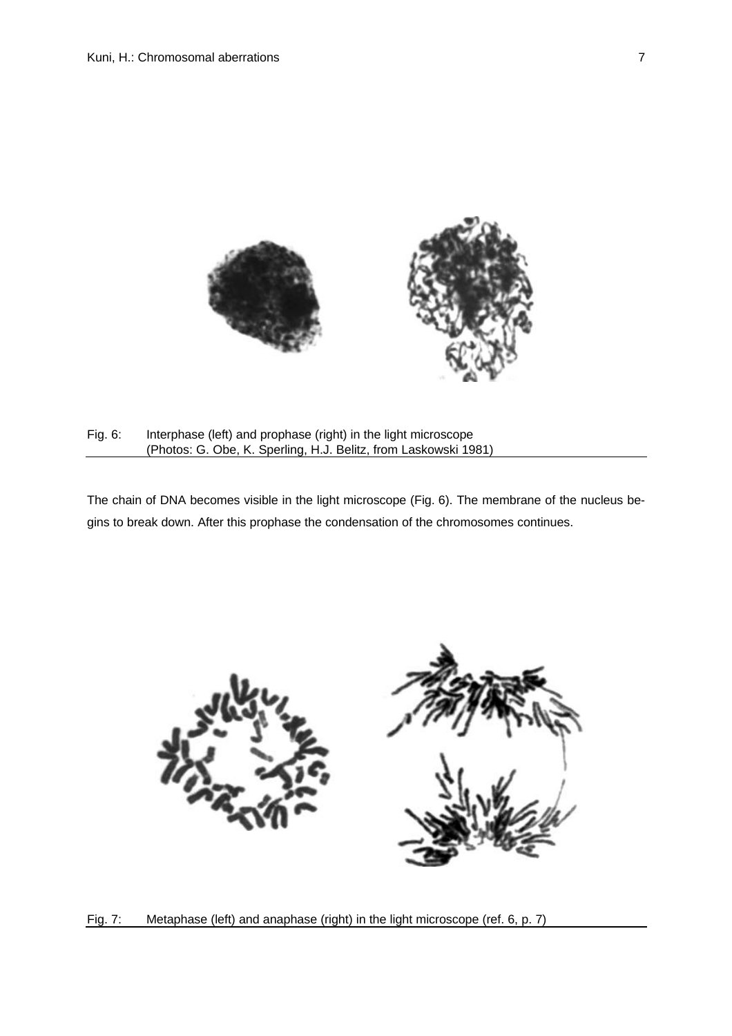Fig. 6: Interphase (left) and prophase (right) in the light microscope (Photos: G. Obe, K. Sperling, H.J. Belitz, from Laskowski 1981)

The chain of DNA becomes visible in the light microscope (Fig. 6). The membrane of the nucleus begins to break down. After this prophase the condensation of the chromosomes continues.

Fig. 7: Metaphase (left) and anaphase (right) in the light microscope (ref. 6, p. 7)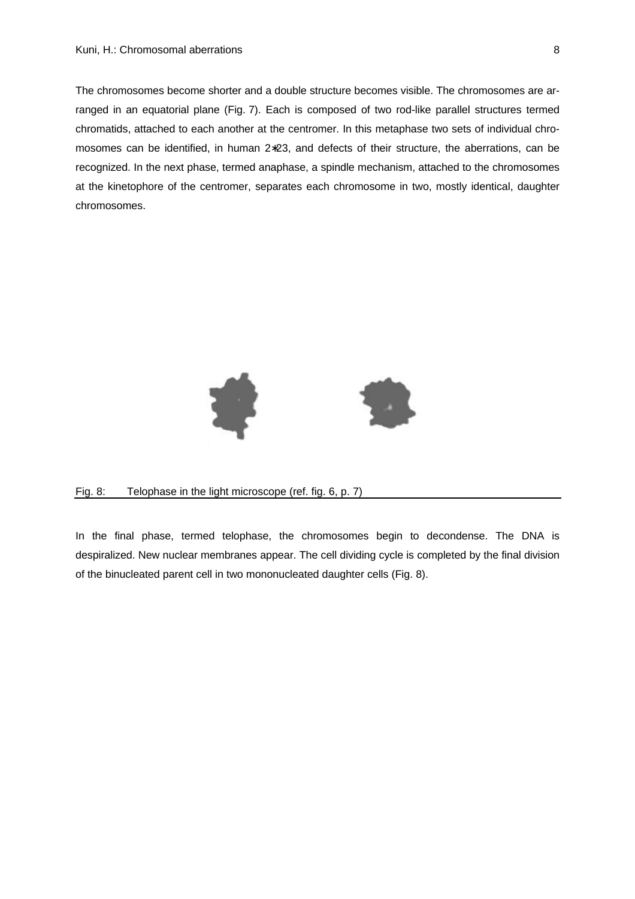The chromosomes become shorter and a double structure becomes visible. The chromosomes are arranged in an equatorial plane (Fig. 7). Each is composed of two rod-like parallel structures termed chromatids, attached to each another at the centromer. In this metaphase two sets of individual chromosomes can be identified, in human 2∗23, and defects of their structure, the aberrations, can be recognized. In the next phase, termed anaphase, a spindle mechanism, attached to the chromosomes at the kinetophore of the centromer, separates each chromosome in two, mostly identical, daughter chromosomes.

Fig. 8: Telophase in the light microscope (ref. fig. 6, p. 7)

In the final phase, termed telophase, the chromosomes begin to decondense. The DNA is despiralized. New nuclear membranes appear. The cell dividing cycle is completed by the final division of the binucleated parent cell in two mononucleated daughter cells (Fig. 8).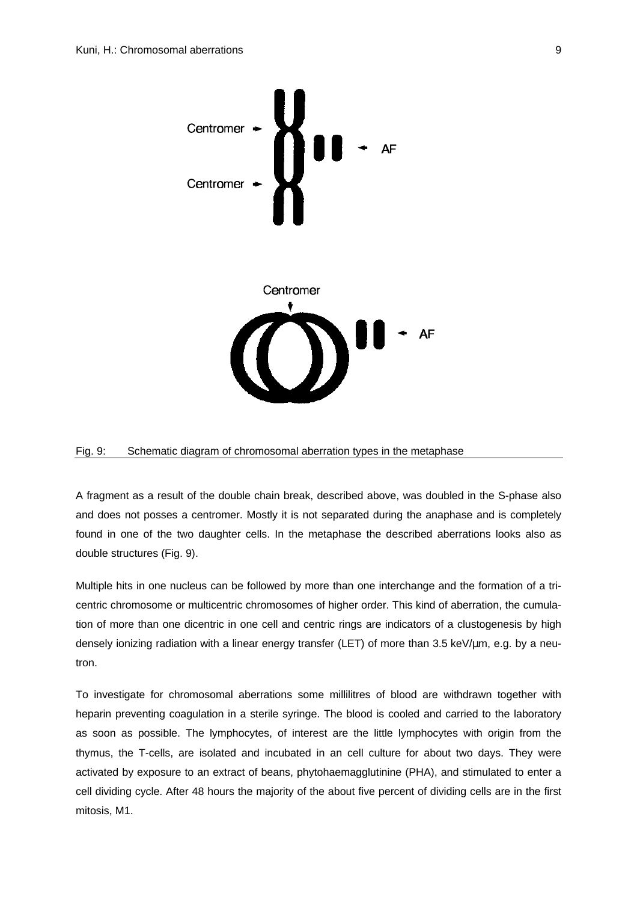Centromer

AF

Centromer

Centromer

AF

Fig. 9: Schematic diagram of chromosomal aberration types in the metaphase

A fragment as a result of the double chain break, described above, was doubled in the S-phase also and does not posses a centromer. Mostly it is not separated during the anaphase and is completely found in one of the two daughter cells. In the metaphase the described aberrations looks also as double structures (Fig. 9).

Multiple hits in one nucleus can be followed by more than one interchange and the formation of a tricentric chromosome or multicentric chromosomes of higher order. This kind of aberration, the cumulation of more than one dicentric in one cell and centric rings are indicators of a clustogenesis by high densely ionizing radiation with a linear energy transfer (LET) of more than 3.5 keV/µm, e.g. by a neutron.

To investigate for chromosomal aberrations some millilitres of blood are withdrawn together with heparin preventing coagulation in a sterile syringe. The blood is cooled and carried to the laboratory as soon as possible. The lymphocytes, of interest are the little lymphocytes with origin from the thymus, the T-cells, are isolated and incubated in an cell culture for about two days. They were activated by exposure to an extract of beans, phytohaemagglutinine (PHA), and stimulated to enter a cell dividing cycle. After 48 hours the majority of the about five percent of dividing cells are in the first mitosis, M1.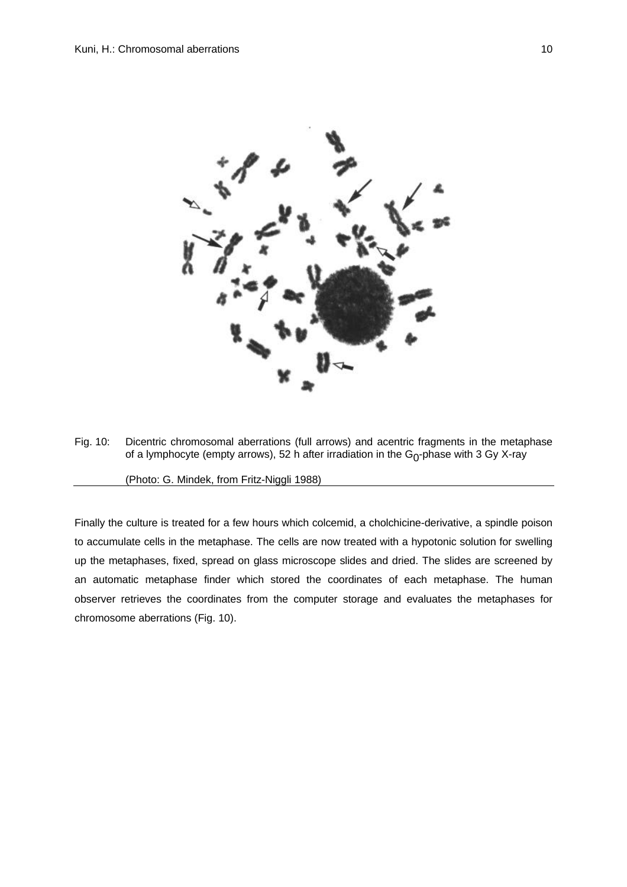Fig. 10: Dicentric chromosomal aberrations (full arrows) and acentric fragments in the metaphase of a lymphocyte (empty arrows), 52 h after irradiation in the $G_0$-phase with 3 Gy X-ray

(Photo: G. Mindek, from Fritz-Niggli 1988)

Finally the culture is treated for a few hours which colcemid, a cholchicine-derivative, a spindle poison to accumulate cells in the metaphase. The cells are now treated with a hypotonic solution for swelling up the metaphases, fixed, spread on glass microscope slides and dried. The slides are screened by an automatic metaphase finder which stored the coordinates of each metaphase. The human observer retrieves the coordinates from the computer storage and evaluates the metaphases for chromosome aberrations (Fig. 10).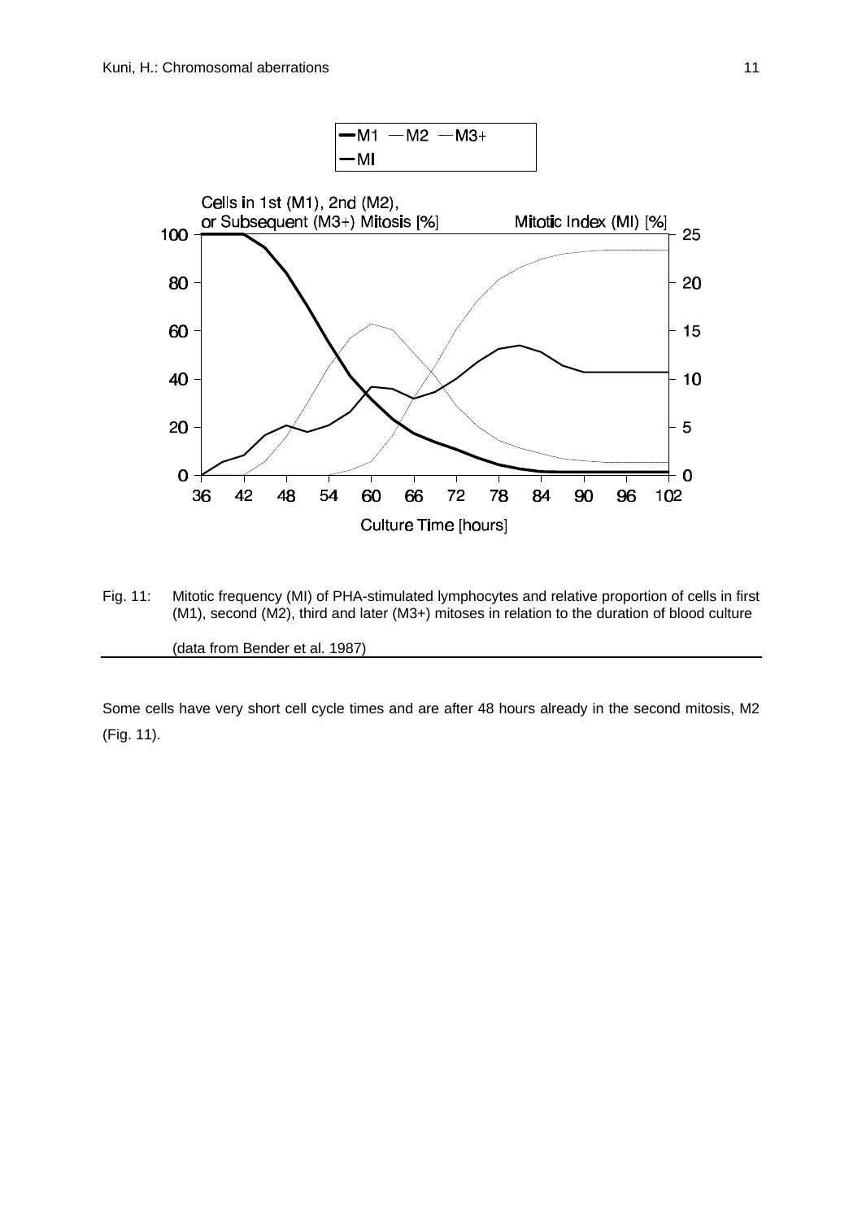Fig. 11: Mitotic frequency (MI) of PHA-stimulated lymphocytes and relative proportion of cells in first (M1), second (M2), third and later (M3+) mitoses in relation to the duration of blood culture

(data from Bender et al. 1987)

Some cells have very short cell cycle times and are after 48 hours already in the second mitosis, M2 (Fig. 11).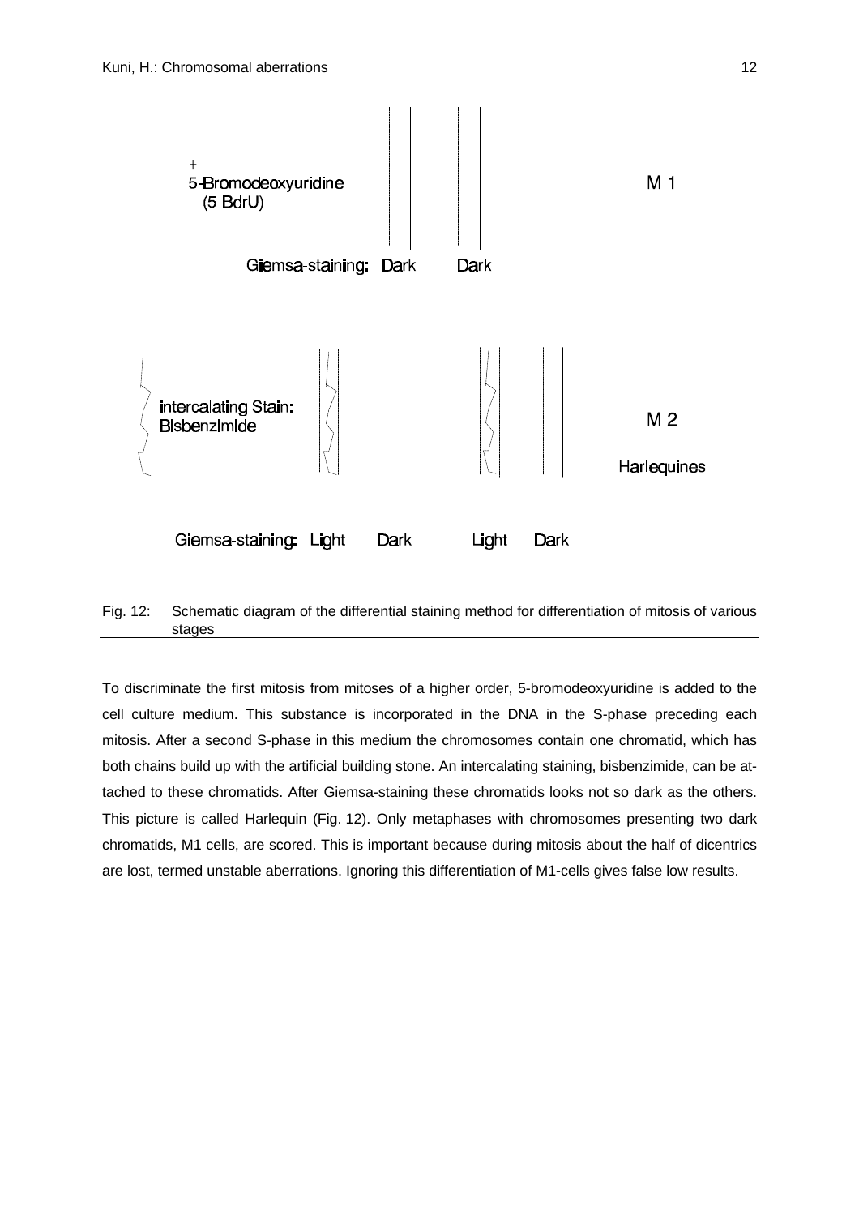+
5-Bromodeoxyuridine
(5-BdrU)

M 1

Giemsa-staining: Dark Dark

intercalating Stain:
Bisbenzimide

M 2

Harlequines

Giemsa-staining: Light Dark Light Dark

Fig. 12: Schematic diagram of the differential staining method for differentiation of mitosis of various stages

To discriminate the first mitosis from mitoses of a higher order, 5-bromodeoxyuridine is added to the cell culture medium. This substance is incorporated in the DNA in the S-phase preceding each mitosis. After a second S-phase in this medium the chromosomes contain one chromatid, which has both chains build up with the artificial building stone. An intercalating staining, bisbenzimide, can be attached to these chromatids. After Giemsa-staining these chromatids looks not so dark as the others. This picture is called Harlequin (Fig. 12). Only metaphases with chromosomes presenting two dark chromatids, M1 cells, are scored. This is important because during mitosis about the half of dicentrics are lost, termed unstable aberrations. Ignoring this differentiation of M1-cells gives false low results.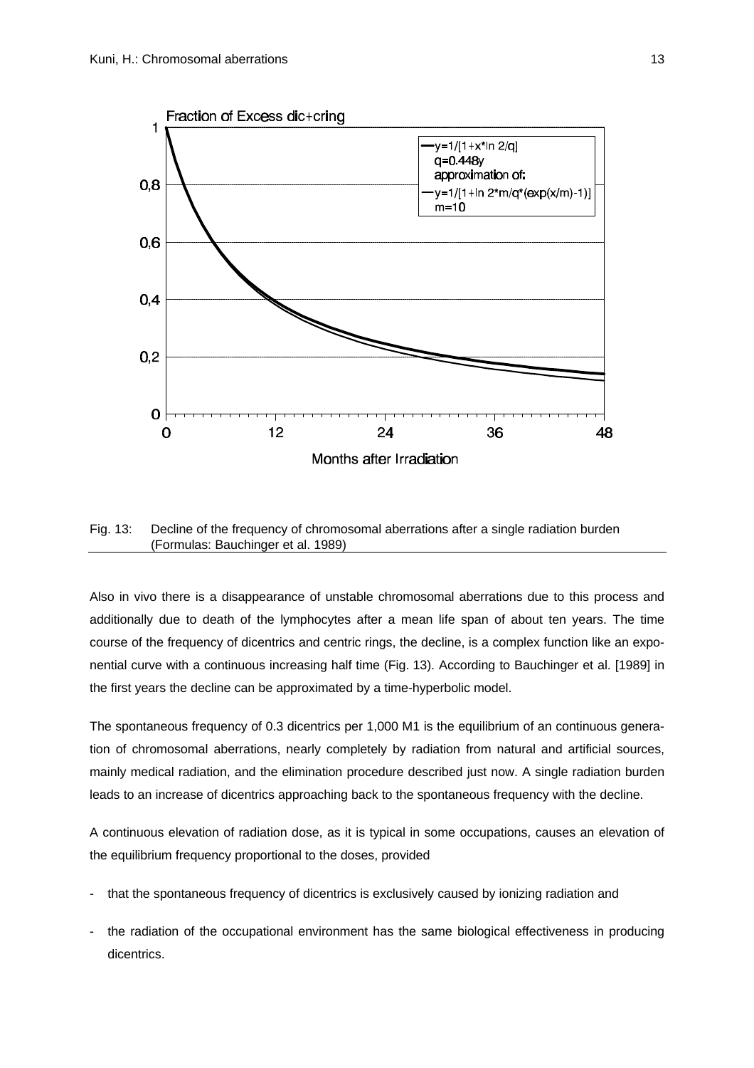Fig. 13: Decline of the frequency of chromosomal aberrations after a single radiation burden (Formulas: Bauchinger et al. 1989)

Also in vivo there is a disappearance of unstable chromosomal aberrations due to this process and additionally due to death of the lymphocytes after a mean life span of about ten years. The time course of the frequency of dicentrics and centric rings, the decline, is a complex function like an exponential curve with a continuous increasing half time (Fig. 13). According to Bauchinger et al. [1989] in the first years the decline can be approximated by a time-hyperbolic model.

The spontaneous frequency of 0.3 dicentrics per 1,000 M1 is the equilibrium of an continuous generation of chromosomal aberrations, nearly completely by radiation from natural and artificial sources, mainly medical radiation, and the elimination procedure described just now. A single radiation burden leads to an increase of dicentrics approaching back to the spontaneous frequency with the decline.

A continuous elevation of radiation dose, as it is typical in some occupations, causes an elevation of the equilibrium frequency proportional to the doses, provided

- that the spontaneous frequency of dicentrics is exclusively caused by ionizing radiation and
- the radiation of the occupational environment has the same biological effectiveness in producing dicentrics.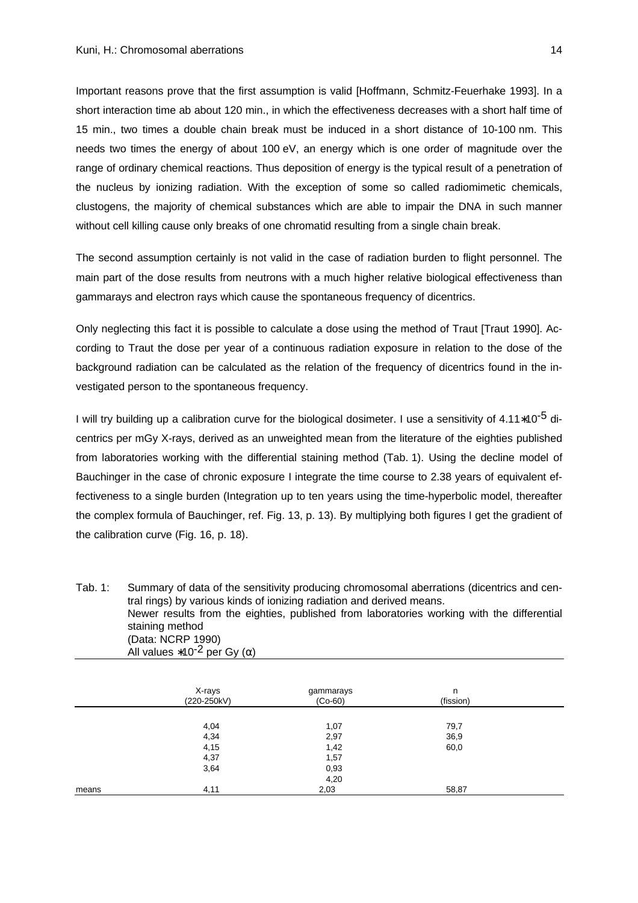Important reasons prove that the first assumption is valid [Hoffmann, Schmitz-Feuerhake 1993]. In a short interaction time ab about 120 min., in which the effectiveness decreases with a short half time of 15 min., two times a double chain break must be induced in a short distance of 10-100 nm. This needs two times the energy of about 100 eV, an energy which is one order of magnitude over the range of ordinary chemical reactions. Thus deposition of energy is the typical result of a penetration of the nucleus by ionizing radiation. With the exception of some so called radiomimetic chemicals, clustogens, the majority of chemical substances which are able to impair the DNA in such manner without cell killing cause only breaks of one chromatid resulting from a single chain break.

The second assumption certainly is not valid in the case of radiation burden to flight personnel. The main part of the dose results from neutrons with a much higher relative biological effectiveness than gammarays and electron rays which cause the spontaneous frequency of dicentrics.

Only neglecting this fact it is possible to calculate a dose using the method of Traut [Traut 1990]. According to Traut the dose per year of a continuous radiation exposure in relation to the dose of the background radiation can be calculated as the relation of the frequency of dicentrics found in the investigated person to the spontaneous frequency.

I will try building up a calibration curve for the biological dosimeter. I use a sensitivity of $4.11 \cdot 10^{-5}$ dicentrics per mGy X-rays, derived as an unweighted mean from the literature of the eighties published from laboratories working with the differential staining method (Tab. 1). Using the decline model of Bauchinger in the case of chronic exposure I integrate the time course to 2.38 years of equivalent effectiveness to a single burden (Integration up to ten years using the time-hyperbolic model, thereafter the complex formula of Bauchinger, ref. Fig. 13, p. 13). By multiplying both figures I get the gradient of the calibration curve (Fig. 16, p. 18).

Tab. 1: Summary of data of the sensitivity producing chromosomal aberrations (dicentrics and central rings) by various kinds of ionizing radiation and derived means.
Newer results from the eighties, published from laboratories working with the differential staining method
(Data: NCRP 1990)
All values $\cdot 10^{-2}$ per Gy ($\alpha$)

| | X-rays (220-250kV) | gammarays (Co-60) | n (fission) |
|---|---|---|---|
| | 4,04 | 1,07 | 79,7 |
| | 4,34 | 2,97 | 36,9 |
| | 4,15 | 1,42 | 60,0 |
| | 4,37 | 1,57 | |
| | 3,64 | 0,93 | |
| | | 4,20 | |
| means | 4,11 | 2,03 | 58,87 |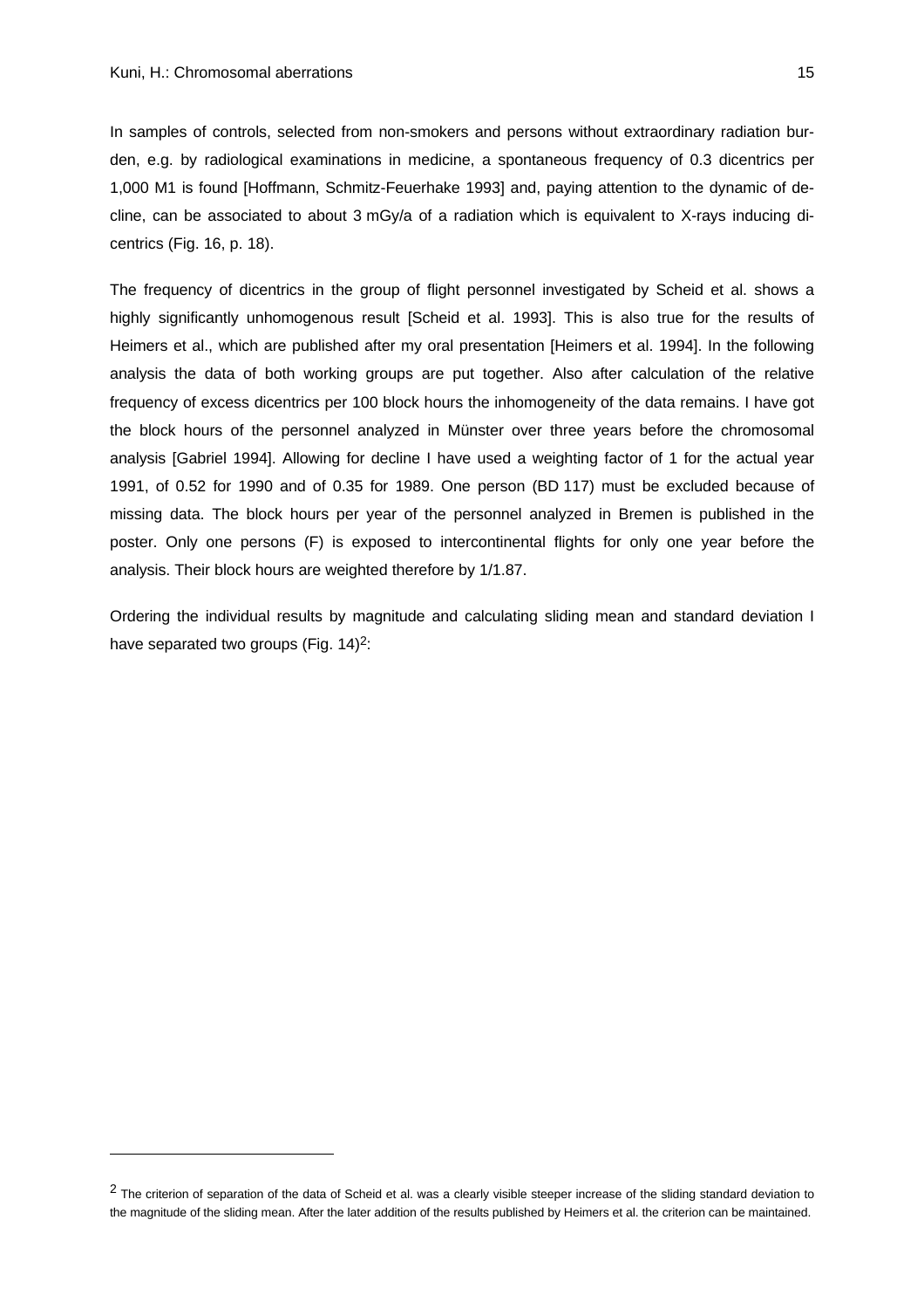In samples of controls, selected from non-smokers and persons without extraordinary radiation burden, e.g. by radiological examinations in medicine, a spontaneous frequency of 0.3 dicentrics per 1,000 M1 is found [Hoffmann, Schmitz-Feuerhake 1993] and, paying attention to the dynamic of decline, can be associated to about 3 mGy/a of a radiation which is equivalent to X-rays inducing dicentrics (Fig. 16, p. 18).

The frequency of dicentrics in the group of flight personnel investigated by Scheid et al. shows a highly significantly unhomogenous result [Scheid et al. 1993]. This is also true for the results of Heimers et al., which are published after my oral presentation [Heimers et al. 1994]. In the following analysis the data of both working groups are put together. Also after calculation of the relative frequency of excess dicentrics per 100 block hours the inhomogeneity of the data remains. I have got the block hours of the personnel analyzed in Münster over three years before the chromosomal analysis [Gabriel 1994]. Allowing for decline I have used a weighting factor of 1 for the actual year 1991, of 0.52 for 1990 and of 0.35 for 1989. One person (BD 117) must be excluded because of missing data. The block hours per year of the personnel analyzed in Bremen is published in the poster. Only one persons (F) is exposed to intercontinental flights for only one year before the analysis. Their block hours are weighted therefore by 1/1.87.

Ordering the individual results by magnitude and calculating sliding mean and standard deviation I have separated two groups (Fig. 14)[2]:

---

[2] The criterion of separation of the data of Scheid et al. was a clearly visible steeper increase of the sliding standard deviation to the magnitude of the sliding mean. After the later addition of the results published by Heimers et al. the criterion can be maintained.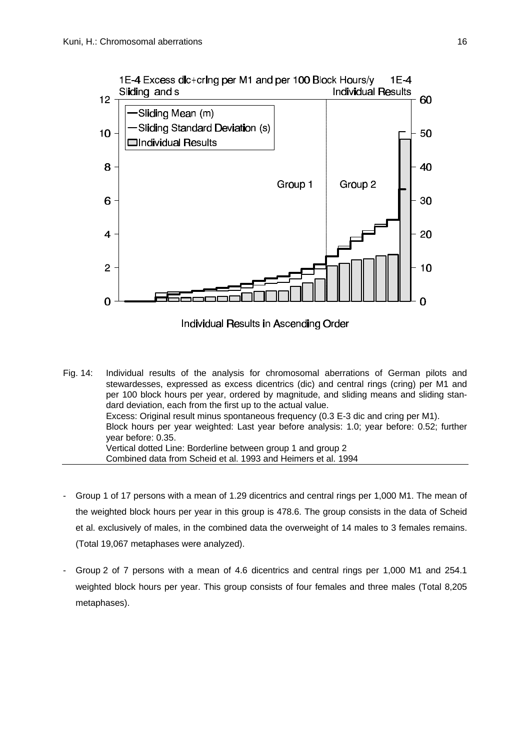Fig. 14: Individual results of the analysis for chromosomal aberrations of German pilots and stewardesses, expressed as excess dicentrics (dic) and central rings (cring) per M1 and per 100 block hours per year, ordered by magnitude, and sliding means and sliding standard deviation, each from the first up to the actual value.
Excess: Original result minus spontaneous frequency (0.3 E-3 dic and cring per M1).
Block hours per year weighted: Last year before analysis: 1.0; year before: 0.52; further year before: 0.35.
Vertical dotted Line: Borderline between group 1 and group 2
Combined data from Scheid et al. 1993 and Heimers et al. 1994

- Group 1 of 17 persons with a mean of 1.29 dicentrics and central rings per 1,000 M1. The mean of the weighted block hours per year in this group is 478.6. The group consists in the data of Scheid et al. exclusively of males, in the combined data the overweight of 14 males to 3 females remains. (Total 19,067 metaphases were analyzed).

- Group 2 of 7 persons with a mean of 4.6 dicentrics and central rings per 1,000 M1 and 254.1 weighted block hours per year. This group consists of four females and three males (Total 8,205 metaphases).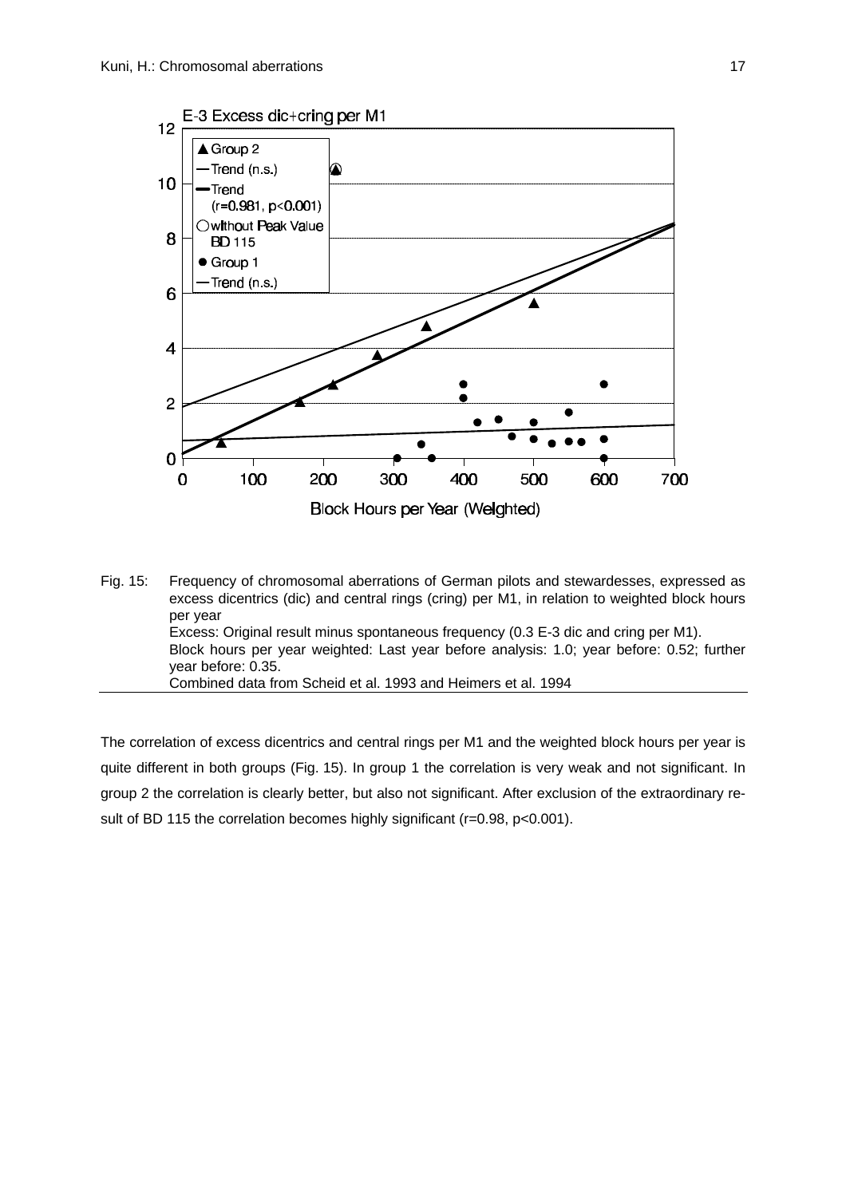Fig. 15: Frequency of chromosomal aberrations of German pilots and stewardesses, expressed as excess dicentrics (dic) and central rings (cring) per M1, in relation to weighted block hours per year
Excess: Original result minus spontaneous frequency (0.3 E-3 dic and cring per M1).
Block hours per year weighted: Last year before analysis: 1.0; year before: 0.52; further year before: 0.35.
Combined data from Scheid et al. 1993 and Heimers et al. 1994

The correlation of excess dicentrics and central rings per M1 and the weighted block hours per year is quite different in both groups (Fig. 15). In group 1 the correlation is very weak and not significant. In group 2 the correlation is clearly better, but also not significant. After exclusion of the extraordinary result of BD 115 the correlation becomes highly significant ($r=0.98$, $p<0.001$).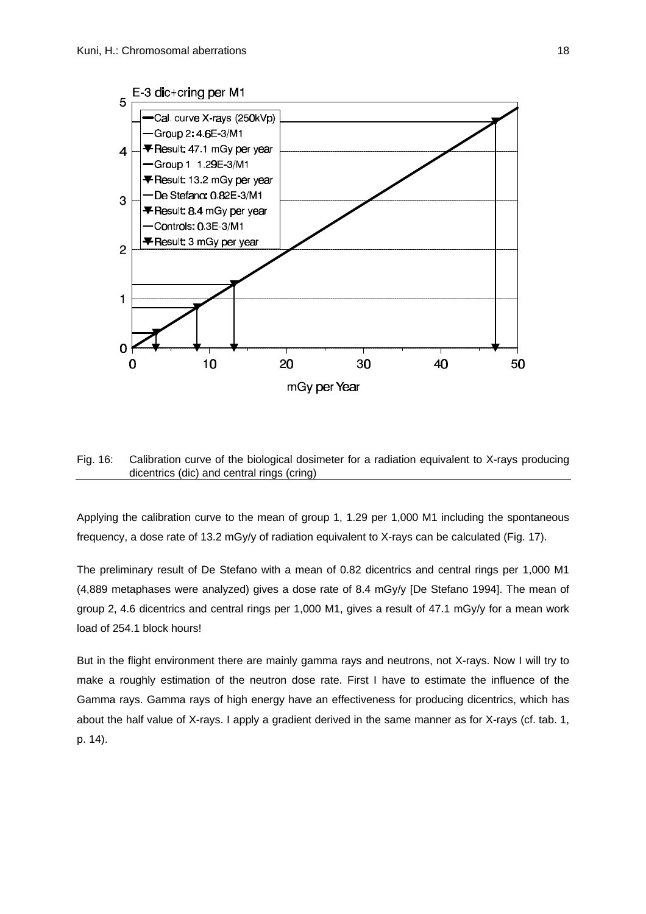Fig. 16: Calibration curve of the biological dosimeter for a radiation equivalent to X-rays producing dicentrics (dic) and central rings (cring)

Applying the calibration curve to the mean of group 1, 1.29 per 1,000 M1 including the spontaneous frequency, a dose rate of 13.2 mGy/y of radiation equivalent to X-rays can be calculated (Fig. 17).

The preliminary result of De Stefano with a mean of 0.82 dicentrics and central rings per 1,000 M1 (4,889 metaphases were analyzed) gives a dose rate of 8.4 mGy/y [De Stefano 1994]. The mean of group 2, 4.6 dicentrics and central rings per 1,000 M1, gives a result of 47.1 mGy/y for a mean work load of 254.1 block hours!

But in the flight environment there are mainly gamma rays and neutrons, not X-rays. Now I will try to make a roughly estimation of the neutron dose rate. First I have to estimate the influence of the Gamma rays. Gamma rays of high energy have an effectiveness for producing dicentrics, which has about the half value of X-rays. I apply a gradient derived in the same manner as for X-rays (cf. tab. 1, p. 14).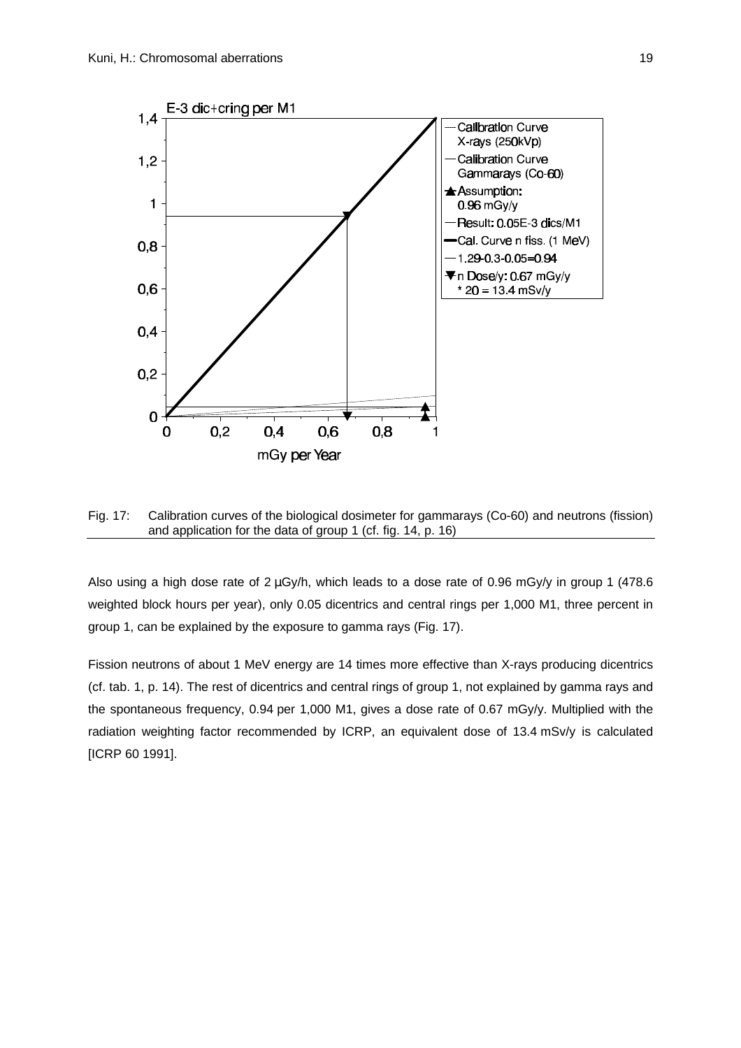Fig. 17: Calibration curves of the biological dosimeter for gammarays (Co-60) and neutrons (fission) and application for the data of group 1 (cf. fig. 14, p. 16)

Also using a high dose rate of 2 µGy/h, which leads to a dose rate of 0.96 mGy/y in group 1 (478.6 weighted block hours per year), only 0.05 dicentrics and central rings per 1,000 M1, three percent in group 1, can be explained by the exposure to gamma rays (Fig. 17).

Fission neutrons of about 1 MeV energy are 14 times more effective than X-rays producing dicentrics (cf. tab. 1, p. 14). The rest of dicentrics and central rings of group 1, not explained by gamma rays and the spontaneous frequency, 0.94 per 1,000 M1, gives a dose rate of 0.67 mGy/y. Multiplied with the radiation weighting factor recommended by ICRP, an equivalent dose of 13.4 mSv/y is calculated [ICRP 60 1991].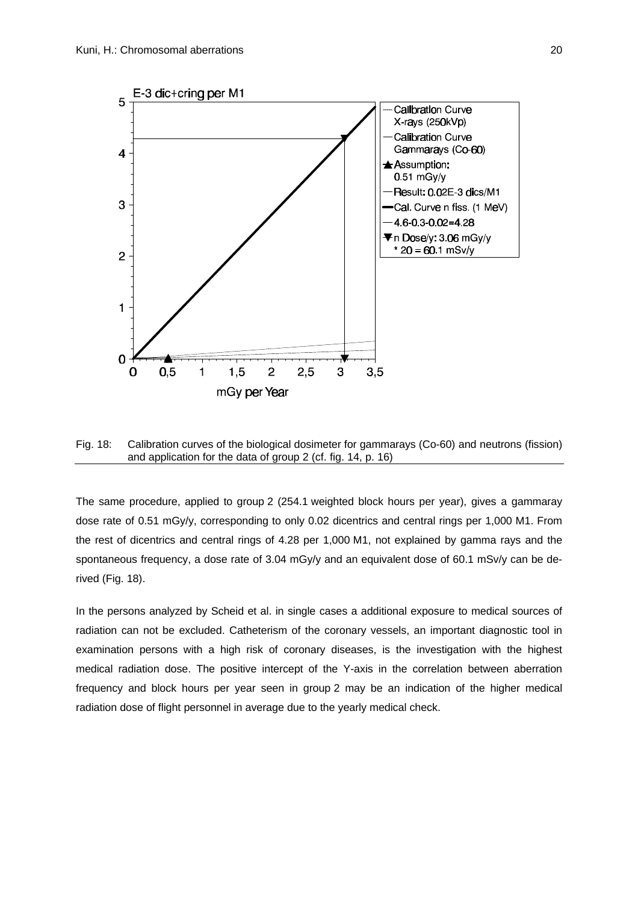Fig. 18: Calibration curves of the biological dosimeter for gammarays (Co-60) and neutrons (fission) and application for the data of group 2 (cf. fig. 14, p. 16)

The same procedure, applied to group 2 (254.1 weighted block hours per year), gives a gammaray dose rate of 0.51 mGy/y, corresponding to only 0.02 dicentrics and central rings per 1,000 M1. From the rest of dicentrics and central rings of 4.28 per 1,000 M1, not explained by gamma rays and the spontaneous frequency, a dose rate of 3.04 mGy/y and an equivalent dose of 60.1 mSv/y can be derived (Fig. 18).

In the persons analyzed by Scheid et al. in single cases a additional exposure to medical sources of radiation can not be excluded. Catheterism of the coronary vessels, an important diagnostic tool in examination persons with a high risk of coronary diseases, is the investigation with the highest medical radiation dose. The positive intercept of the Y-axis in the correlation between aberration frequency and block hours per year seen in group 2 may be an indication of the higher medical radiation dose of flight personnel in average due to the yearly medical check.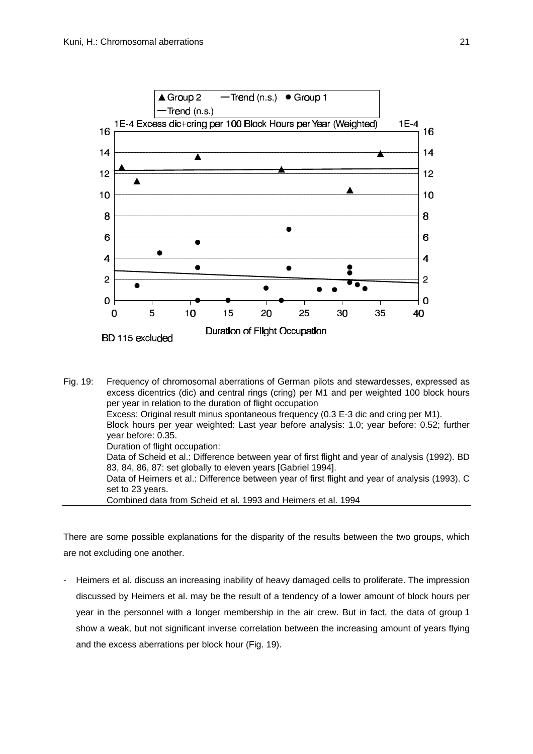Fig. 19: Frequency of chromosomal aberrations of German pilots and stewardesses, expressed as excess dicentrics (dic) and central rings (cring) per M1 and per weighted 100 block hours per year in relation to the duration of flight occupation
Excess: Original result minus spontaneous frequency (0.3 E-3 dic and cring per M1).
Block hours per year weighted: Last year before analysis: 1.0; year before: 0.52; further year before: 0.35.
Duration of flight occupation:
Data of Scheid et al.: Difference between year of first flight and year of analysis (1992). BD 83, 84, 86, 87: set globally to eleven years [Gabriel 1994].
Data of Heimers et al.: Difference between year of first flight and year of analysis (1993). C set to 23 years.
Combined data from Scheid et al. 1993 and Heimers et al. 1994

There are some possible explanations for the disparity of the results between the two groups, which are not excluding one another.

- Heimers et al. discuss an increasing inability of heavy damaged cells to proliferate. The impression discussed by Heimers et al. may be the result of a tendency of a lower amount of block hours per year in the personnel with a longer membership in the air crew. But in fact, the data of group 1 show a weak, but not significant inverse correlation between the increasing amount of years flying and the excess aberrations per block hour (Fig. 19).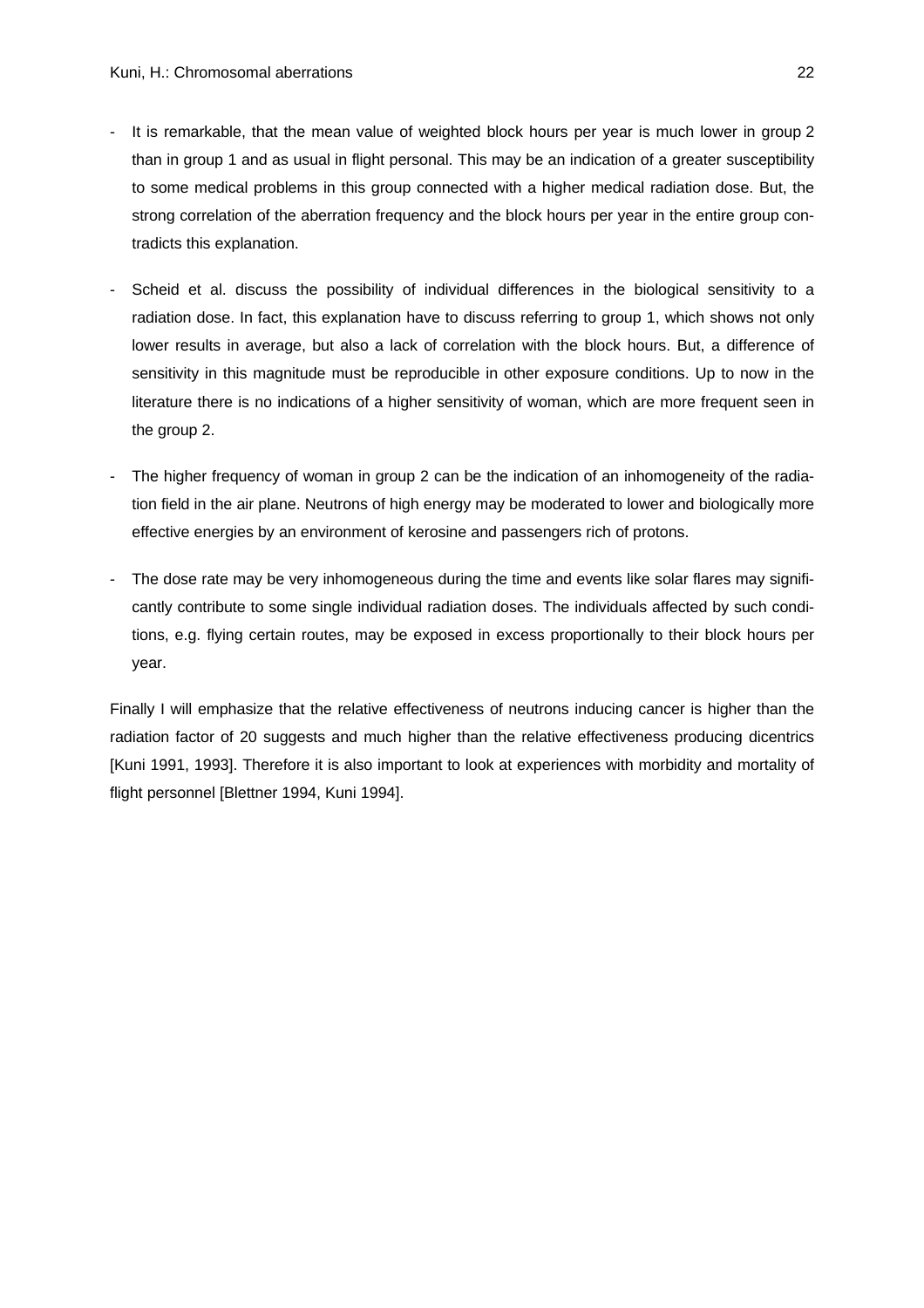- It is remarkable, that the mean value of weighted block hours per year is much lower in group 2 than in group 1 and as usual in flight personal. This may be an indication of a greater susceptibility to some medical problems in this group connected with a higher medical radiation dose. But, the strong correlation of the aberration frequency and the block hours per year in the entire group contradicts this explanation.

- Scheid et al. discuss the possibility of individual differences in the biological sensitivity to a radiation dose. In fact, this explanation have to discuss referring to group 1, which shows not only lower results in average, but also a lack of correlation with the block hours. But, a difference of sensitivity in this magnitude must be reproducible in other exposure conditions. Up to now in the literature there is no indications of a higher sensitivity of woman, which are more frequent seen in the group 2.

- The higher frequency of woman in group 2 can be the indication of an inhomogeneity of the radiation field in the air plane. Neutrons of high energy may be moderated to lower and biologically more effective energies by an environment of kerosine and passengers rich of protons.

- The dose rate may be very inhomogeneous during the time and events like solar flares may significantly contribute to some single individual radiation doses. The individuals affected by such conditions, e.g. flying certain routes, may be exposed in excess proportionally to their block hours per year.

Finally I will emphasize that the relative effectiveness of neutrons inducing cancer is higher than the radiation factor of 20 suggests and much higher than the relative effectiveness producing dicentrics [Kuni 1991, 1993]. Therefore it is also important to look at experiences with morbidity and mortality of flight personnel [Blettner 1994, Kuni 1994].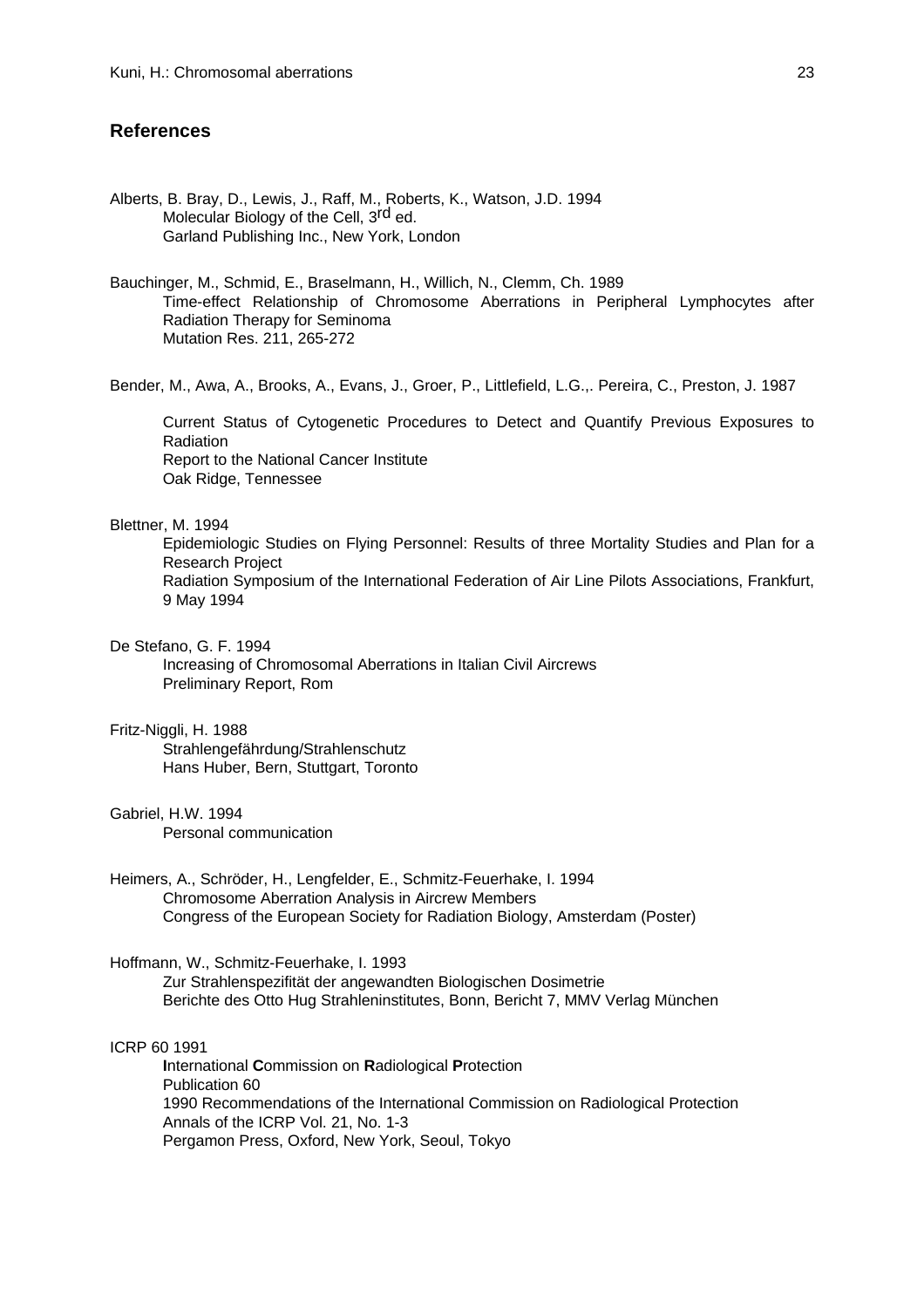## References

Alberts, B. Bray, D., Lewis, J., Raff, M., Roberts, K., Watson, J.D. 1994
Molecular Biology of the Cell, 3rd ed.
Garland Publishing Inc., New York, London

Bauchinger, M., Schmid, E., Braselmann, H., Willich, N., Clemm, Ch. 1989
Time-effect Relationship of Chromosome Aberrations in Peripheral Lymphocytes after Radiation Therapy for Seminoma
Mutation Res. 211, 265-272

Bender, M., Awa, A., Brooks, A., Evans, J., Groer, P., Littlefield, L.G.,. Pereira, C., Preston, J. 1987
Current Status of Cytogenetic Procedures to Detect and Quantify Previous Exposures to Radiation
Report to the National Cancer Institute
Oak Ridge, Tennessee

Blettner, M. 1994
Epidemiologic Studies on Flying Personnel: Results of three Mortality Studies and Plan for a Research Project
Radiation Symposium of the International Federation of Air Line Pilots Associations, Frankfurt, 9 May 1994

De Stefano, G. F. 1994
Increasing of Chromosomal Aberrations in Italian Civil Aircrews
Preliminary Report, Rom

Fritz-Niggli, H. 1988
Strahlengefährdung/Strahlenschutz
Hans Huber, Bern, Stuttgart, Toronto

Gabriel, H.W. 1994
Personal communication

Heimers, A., Schröder, H., Lengfelder, E., Schmitz-Feuerhake, I. 1994
Chromosome Aberration Analysis in Aircrew Members
Congress of the European Society for Radiation Biology, Amsterdam (Poster)

Hoffmann, W., Schmitz-Feuerhake, I. 1993
Zur Strahlenspezifität der angewandten Biologischen Dosimetrie
Berichte des Otto Hug Strahleninstitutes, Bonn, Bericht 7, MMV Verlag München

ICRP 60 1991
**I**nternational **C**ommission on **R**adiological **P**rotection
Publication 60
1990 Recommendations of the International Commission on Radiological Protection
Annals of the ICRP Vol. 21, No. 1-3
Pergamon Press, Oxford, New York, Seoul, Tokyo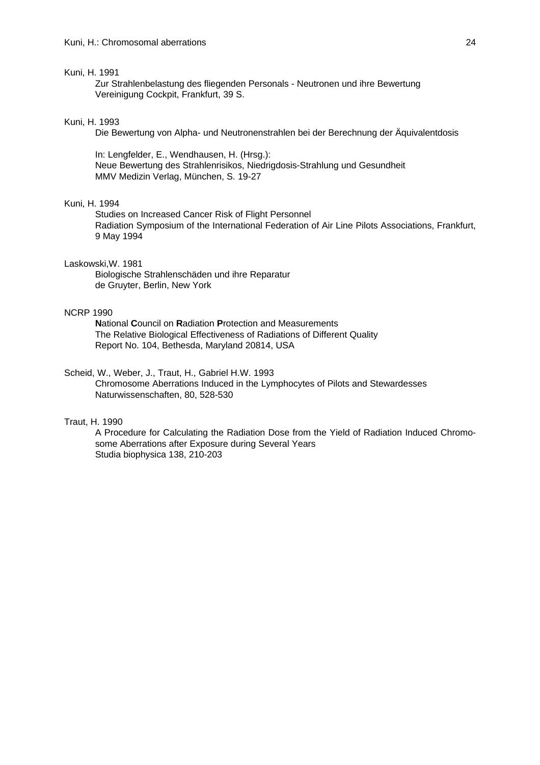Kuni, H. 1991

Zur Strahlenbelastung des fliegenden Personals - Neutronen und ihre Bewertung
Vereinigung Cockpit, Frankfurt, 39 S.

Kuni, H. 1993

Die Bewertung von Alpha- und Neutronenstrahlen bei der Berechnung der Äquivalentdosis

In: Lengfelder, E., Wendhausen, H. (Hrsg.):
Neue Bewertung des Strahlenrisikos, Niedrigdosis-Strahlung und Gesundheit
MMV Medizin Verlag, München, S. 19-27

Kuni, H. 1994

Studies on Increased Cancer Risk of Flight Personnel
Radiation Symposium of the International Federation of Air Line Pilots Associations, Frankfurt, 9 May 1994

Laskowski,W. 1981

Biologische Strahlenschäden und ihre Reparatur
de Gruyter, Berlin, New York

NCRP 1990

**N**ational **C**ouncil on **R**adiation **P**rotection and Measurements
The Relative Biological Effectiveness of Radiations of Different Quality
Report No. 104, Bethesda, Maryland 20814, USA

Scheid, W., Weber, J., Traut, H., Gabriel H.W. 1993

Chromosome Aberrations Induced in the Lymphocytes of Pilots and Stewardesses
Naturwissenschaften, 80, 528-530

Traut, H. 1990

A Procedure for Calculating the Radiation Dose from the Yield of Radiation Induced Chromosome Aberrations after Exposure during Several Years
Studia biophysica 138, 210-203